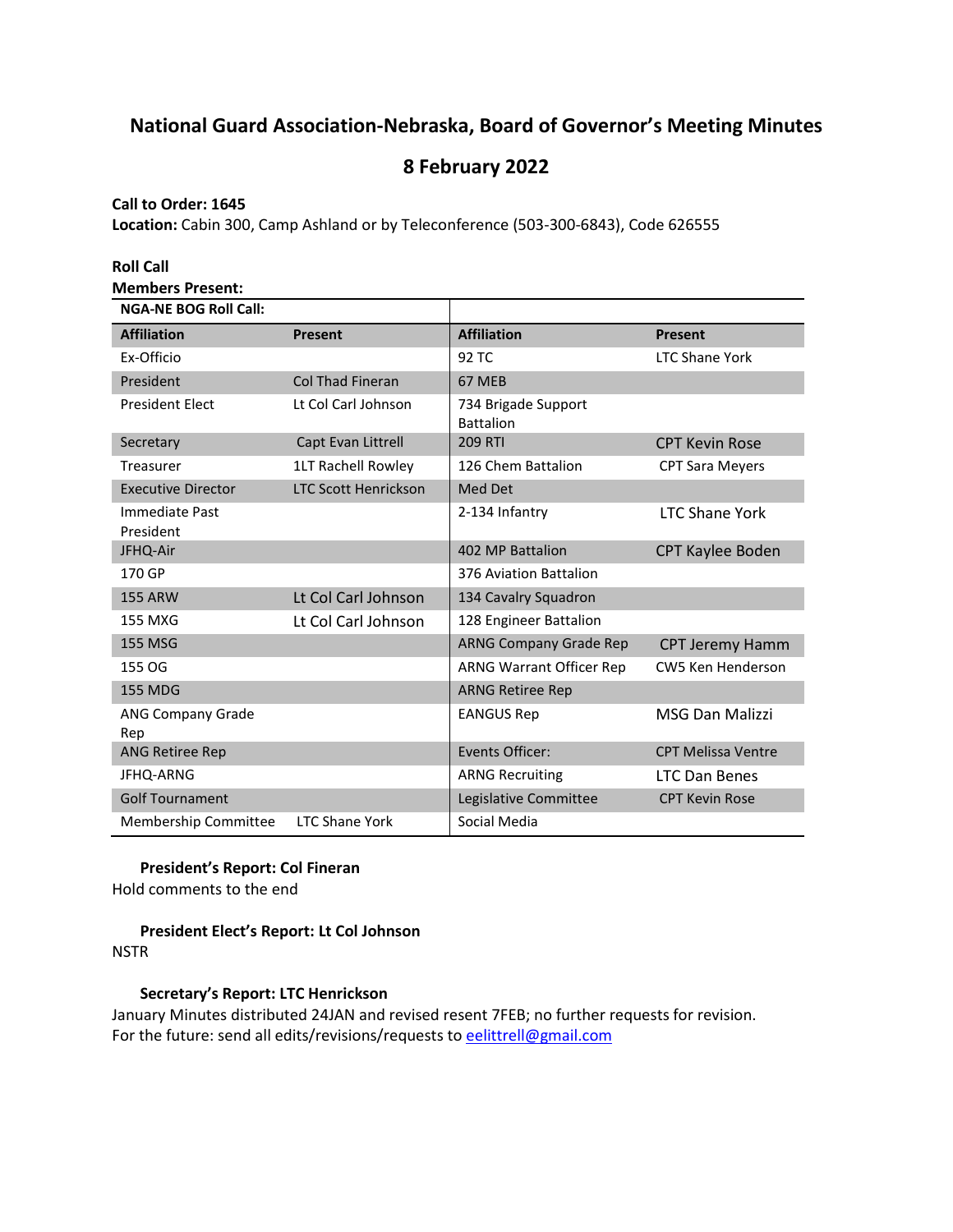# National Guard Association-Nebraska, Board of Governor's Meeting Minutes

## 8 February 2022

**Call to Order: 1645**
**Location:** Cabin 300, Camp Ashland or by Teleconference (503-300-6843), Code 626555

**Roll Call**
**Members Present:**

| **NGA-NE BOG Roll Call:** | | | |
|---|---|---|---|
| **Affiliation** | **Present** | **Affiliation** | **Present** |
| Ex-Officio | | 92 TC | LTC Shane York |
| President | Col Thad Fineran | 67 MEB | |
| President Elect | Lt Col Carl Johnson | 734 Brigade Support Battalion | |
| Secretary | Capt Evan Littrell | 209 RTI | CPT Kevin Rose |
| Treasurer | 1LT Rachell Rowley | 126 Chem Battalion | CPT Sara Meyers |
| Executive Director | LTC Scott Henrickson | Med Det | |
| Immediate Past President | | 2-134 Infantry | LTC Shane York |
| JFHQ-Air | | 402 MP Battalion | CPT Kaylee Boden |
| 170 GP | | 376 Aviation Battalion | |
| 155 ARW | Lt Col Carl Johnson | 134 Cavalry Squadron | |
| 155 MXG | Lt Col Carl Johnson | 128 Engineer Battalion | |
| 155 MSG | | ARNG Company Grade Rep | CPT Jeremy Hamm |
| 155 OG | | ARNG Warrant Officer Rep | CW5 Ken Henderson |
| 155 MDG | | ARNG Retiree Rep | |
| ANG Company Grade Rep | | EANGUS Rep | MSG Dan Malizzi |
| ANG Retiree Rep | | Events Officer: | CPT Melissa Ventre |
| JFHQ-ARNG | | ARNG Recruiting | LTC Dan Benes |
| Golf Tournament | | Legislative Committee | CPT Kevin Rose |
| Membership Committee | LTC Shane York | Social Media | |

**President's Report: Col Fineran**
Hold comments to the end

**President Elect's Report: Lt Col Johnson**
NSTR

**Secretary's Report: LTC Henrickson**
January Minutes distributed 24JAN and revised resent 7FEB; no further requests for revision.
For the future: send all edits/revisions/requests to eelittrell@gmail.com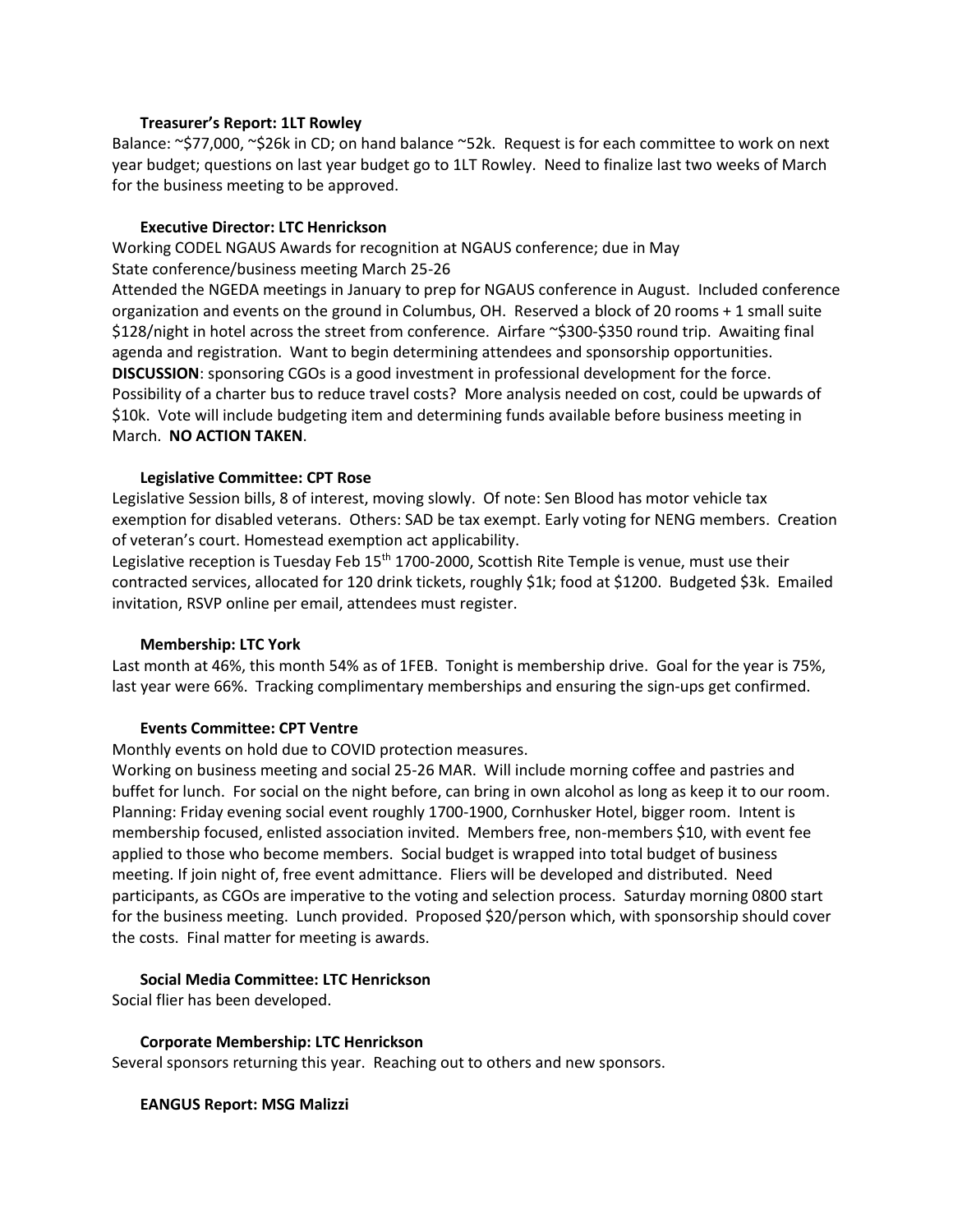**Treasurer's Report: 1LT Rowley**

Balance: ~$77,000, ~$26k in CD; on hand balance ~52k. Request is for each committee to work on next year budget; questions on last year budget go to 1LT Rowley. Need to finalize last two weeks of March for the business meeting to be approved.

**Executive Director: LTC Henrickson**

Working CODEL NGAUS Awards for recognition at NGAUS conference; due in May
State conference/business meeting March 25-26
Attended the NGEDA meetings in January to prep for NGAUS conference in August. Included conference organization and events on the ground in Columbus, OH. Reserved a block of 20 rooms + 1 small suite $128/night in hotel across the street from conference. Airfare ~$300-$350 round trip. Awaiting final agenda and registration. Want to begin determining attendees and sponsorship opportunities.
**DISCUSSION**: sponsoring CGOs is a good investment in professional development for the force. Possibility of a charter bus to reduce travel costs? More analysis needed on cost, could be upwards of $10k. Vote will include budgeting item and determining funds available before business meeting in March. **NO ACTION TAKEN**.

**Legislative Committee: CPT Rose**

Legislative Session bills, 8 of interest, moving slowly. Of note: Sen Blood has motor vehicle tax exemption for disabled veterans. Others: SAD be tax exempt. Early voting for NENG members. Creation of veteran's court. Homestead exemption act applicability.
Legislative reception is Tuesday Feb 15th 1700-2000, Scottish Rite Temple is venue, must use their contracted services, allocated for 120 drink tickets, roughly $1k; food at $1200. Budgeted $3k. Emailed invitation, RSVP online per email, attendees must register.

**Membership: LTC York**

Last month at 46%, this month 54% as of 1FEB. Tonight is membership drive. Goal for the year is 75%, last year were 66%. Tracking complimentary memberships and ensuring the sign-ups get confirmed.

**Events Committee: CPT Ventre**

Monthly events on hold due to COVID protection measures.
Working on business meeting and social 25-26 MAR. Will include morning coffee and pastries and buffet for lunch. For social on the night before, can bring in own alcohol as long as keep it to our room. Planning: Friday evening social event roughly 1700-1900, Cornhusker Hotel, bigger room. Intent is membership focused, enlisted association invited. Members free, non-members $10, with event fee applied to those who become members. Social budget is wrapped into total budget of business meeting. If join night of, free event admittance. Fliers will be developed and distributed. Need participants, as CGOs are imperative to the voting and selection process. Saturday morning 0800 start for the business meeting. Lunch provided. Proposed $20/person which, with sponsorship should cover the costs. Final matter for meeting is awards.

**Social Media Committee: LTC Henrickson**

Social flier has been developed.

**Corporate Membership: LTC Henrickson**

Several sponsors returning this year. Reaching out to others and new sponsors.

**EANGUS Report: MSG Malizzi**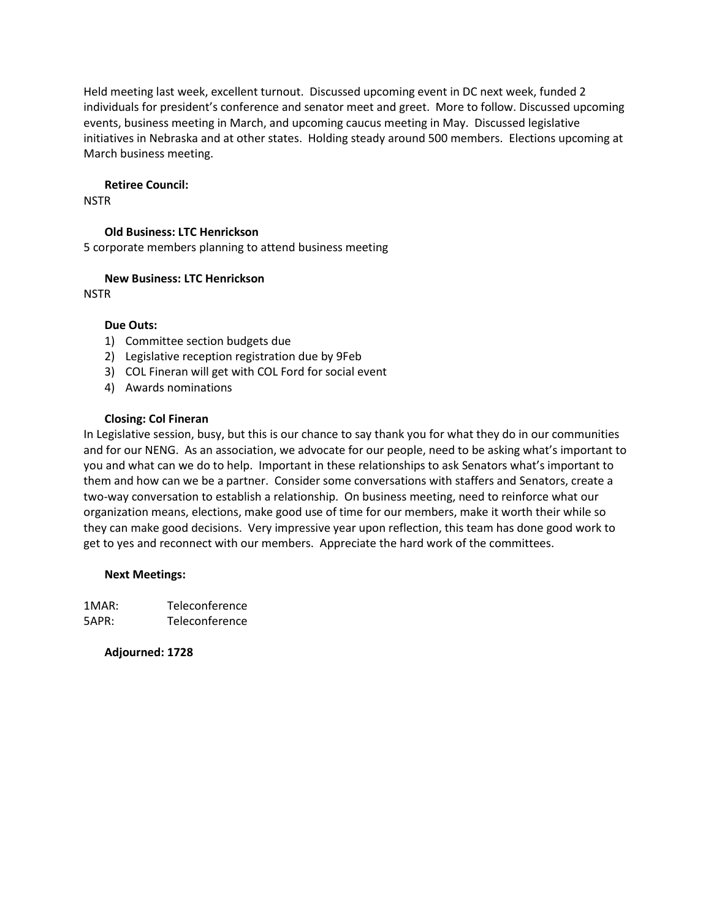Held meeting last week, excellent turnout. Discussed upcoming event in DC next week, funded 2 individuals for president's conference and senator meet and greet. More to follow. Discussed upcoming events, business meeting in March, and upcoming caucus meeting in May. Discussed legislative initiatives in Nebraska and at other states. Holding steady around 500 members. Elections upcoming at March business meeting.

**Retiree Council:**

NSTR

**Old Business: LTC Henrickson**

5 corporate members planning to attend business meeting

**New Business: LTC Henrickson**

NSTR

**Due Outs:**

1) Committee section budgets due
2) Legislative reception registration due by 9Feb
3) COL Fineran will get with COL Ford for social event
4) Awards nominations

**Closing: Col Fineran**

In Legislative session, busy, but this is our chance to say thank you for what they do in our communities and for our NENG. As an association, we advocate for our people, need to be asking what's important to you and what can we do to help. Important in these relationships to ask Senators what's important to them and how can we be a partner. Consider some conversations with staffers and Senators, create a two-way conversation to establish a relationship. On business meeting, need to reinforce what our organization means, elections, make good use of time for our members, make it worth their while so they can make good decisions. Very impressive year upon reflection, this team has done good work to get to yes and reconnect with our members. Appreciate the hard work of the committees.

**Next Meetings:**

1MAR: Teleconference
5APR: Teleconference

**Adjourned: 1728**